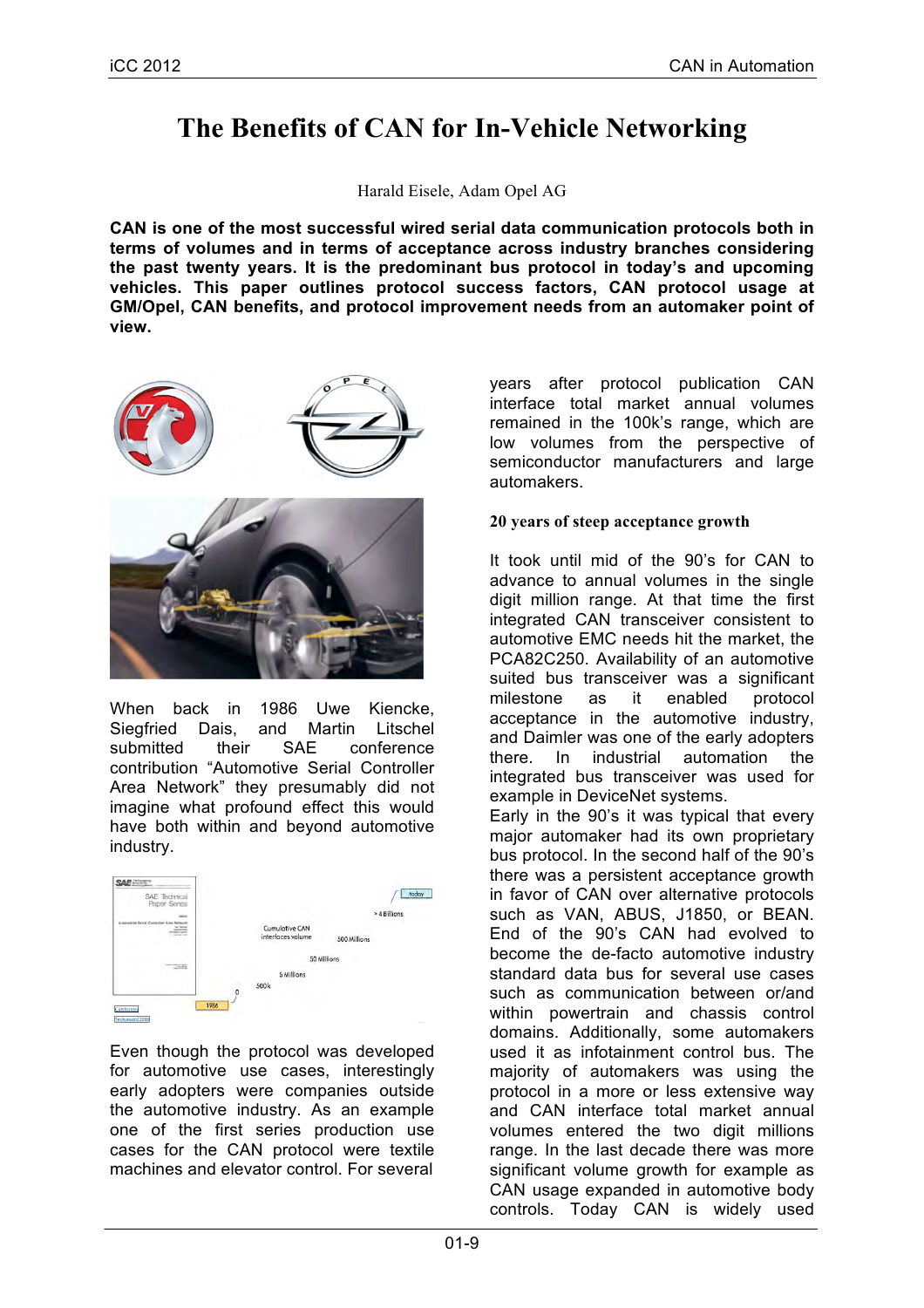# The Benefits of CAN for In-Vehicle Networking

Harald Eisele, Adam Opel AG

**CAN is one of the most successful wired serial data communication protocols both in terms of volumes and in terms of acceptance across industry branches considering the past twenty years. It is the predominant bus protocol in today's and upcoming vehicles. This paper outlines protocol success factors, CAN protocol usage at GM/Opel, CAN benefits, and protocol improvement needs from an automaker point of view.**

When back in 1986 Uwe Kiencke, Siegfried Dais, and Martin Litschel submitted their SAE conference contribution "Automotive Serial Controller Area Network" they presumably did not imagine what profound effect this would have both within and beyond automotive industry.

Even though the protocol was developed for automotive use cases, interestingly early adopters were companies outside the automotive industry. As an example one of the first series production use cases for the CAN protocol were textile machines and elevator control. For several years after protocol publication CAN interface total market annual volumes remained in the 100k's range, which are low volumes from the perspective of semiconductor manufacturers and large automakers.

### 20 years of steep acceptance growth

It took until mid of the 90's for CAN to advance to annual volumes in the single digit million range. At that time the first integrated CAN transceiver consistent to automotive EMC needs hit the market, the PCA82C250. Availability of an automotive suited bus transceiver was a significant milestone as it enabled protocol acceptance in the automotive industry, and Daimler was one of the early adopters there. In industrial automation the integrated bus transceiver was used for example in DeviceNet systems.

Early in the 90's it was typical that every major automaker had its own proprietary bus protocol. In the second half of the 90's there was a persistent acceptance growth in favor of CAN over alternative protocols such as VAN, ABUS, J1850, or BEAN. End of the 90's CAN had evolved to become the de-facto automotive industry standard data bus for several use cases such as communication between or/and within powertrain and chassis control domains. Additionally, some automakers used it as infotainment control bus. The majority of automakers was using the protocol in a more or less extensive way and CAN interface total market annual volumes entered the two digit millions range. In the last decade there was more significant volume growth for example as CAN usage expanded in automotive body controls. Today CAN is widely used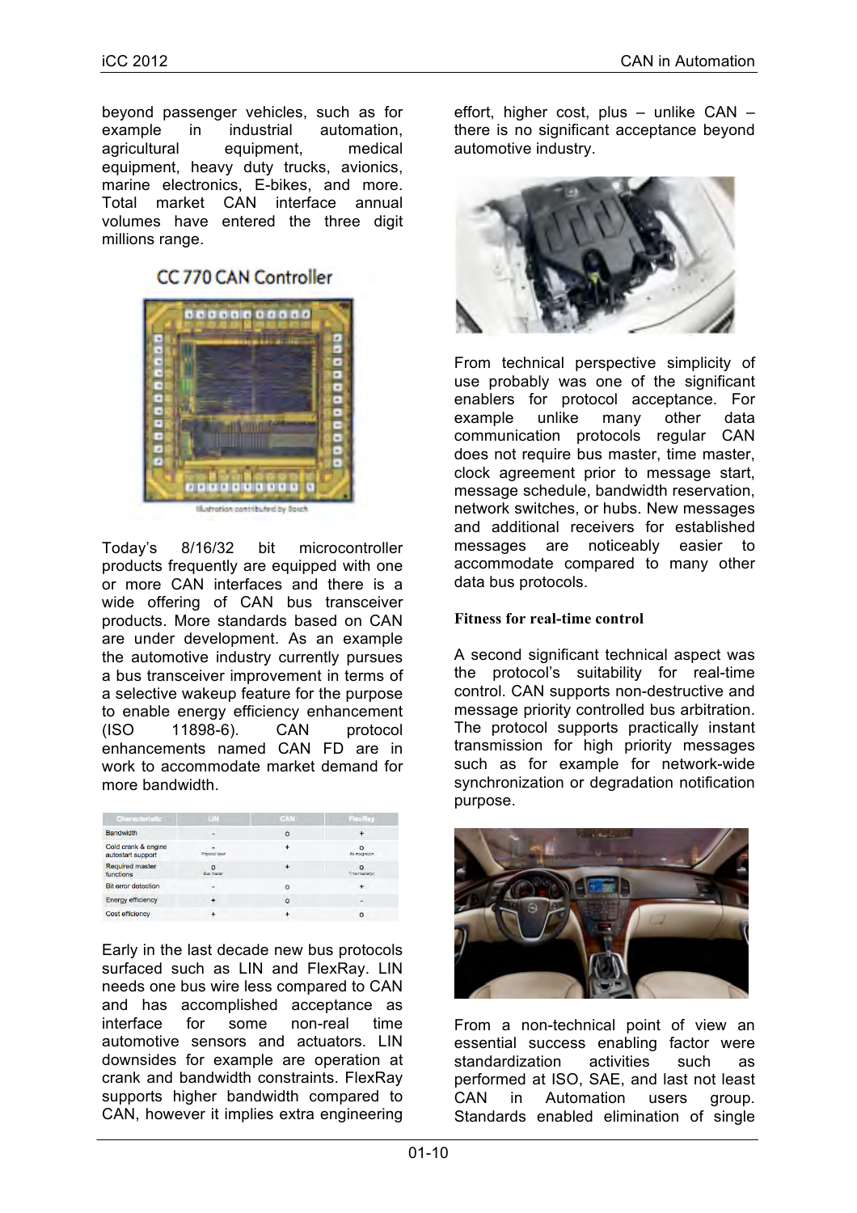beyond passenger vehicles, such as for example in industrial automation, agricultural equipment, medical equipment, heavy duty trucks, avionics, marine electronics, E-bikes, and more. Total market CAN interface annual volumes have entered the three digit millions range.

CC 770 CAN Controller

Illustration contributed by Bosch

Today's 8/16/32 bit microcontroller products frequently are equipped with one or more CAN interfaces and there is a wide offering of CAN bus transceiver products. More standards based on CAN are under development. As an example the automotive industry currently pursues a bus transceiver improvement in terms of a selective wakeup feature for the purpose to enable energy efficiency enhancement (ISO 11898-6). CAN protocol enhancements named CAN FD are in work to accommodate market demand for more bandwidth.

| Characteristic | LIN | CAN | FlexRay |
|---|---|---|---|
| Bandwidth | - | o | + |
| Cold crank & engine autostart support | - Physical layer | + | o Re-integration |
| Required master functions | o Bus master | + | o Time master(s) |
| Bit error detection | - | o | + |
| Energy efficiency | + | o | - |
| Cost efficiency | + | + | o |

Early in the last decade new bus protocols surfaced such as LIN and FlexRay. LIN needs one bus wire less compared to CAN and has accomplished acceptance as interface for some non-real time automotive sensors and actuators. LIN downsides for example are operation at crank and bandwidth constraints. FlexRay supports higher bandwidth compared to CAN, however it implies extra engineering effort, higher cost, plus – unlike CAN – there is no significant acceptance beyond automotive industry.

From technical perspective simplicity of use probably was one of the significant enablers for protocol acceptance. For example unlike many other data communication protocols regular CAN does not require bus master, time master, clock agreement prior to message start, message schedule, bandwidth reservation, network switches, or hubs. New messages and additional receivers for established messages are noticeably easier to accommodate compared to many other data bus protocols.

### Fitness for real-time control

A second significant technical aspect was the protocol's suitability for real-time control. CAN supports non-destructive and message priority controlled bus arbitration. The protocol supports practically instant transmission for high priority messages such as for example for network-wide synchronization or degradation notification purpose.

From a non-technical point of view an essential success enabling factor were standardization activities such as performed at ISO, SAE, and last not least CAN in Automation users group. Standards enabled elimination of single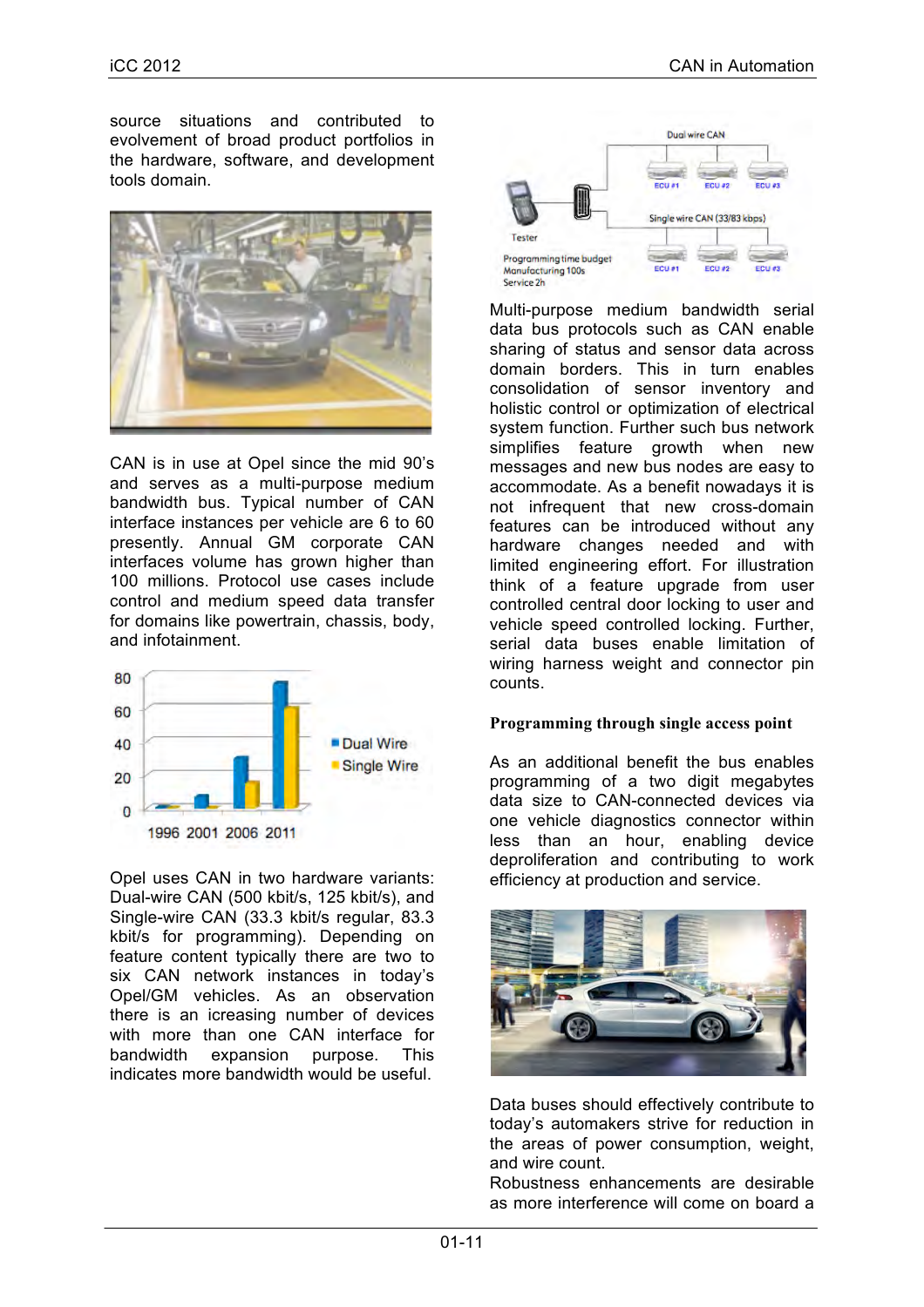source situations and contributed to evolvement of broad product portfolios in the hardware, software, and development tools domain.

CAN is in use at Opel since the mid 90's and serves as a multi-purpose medium bandwidth bus. Typical number of CAN interface instances per vehicle are 6 to 60 presently. Annual GM corporate CAN interfaces volume has grown higher than 100 millions. Protocol use cases include control and medium speed data transfer for domains like powertrain, chassis, body, and infotainment.

Opel uses CAN in two hardware variants: Dual-wire CAN (500 kbit/s, 125 kbit/s), and Single-wire CAN (33.3 kbit/s regular, 83.3 kbit/s for programming). Depending on feature content typically there are two to six CAN network instances in today's Opel/GM vehicles. As an observation there is an icreasing number of devices with more than one CAN interface for bandwidth expansion purpose. This indicates more bandwidth would be useful.

Multi-purpose medium bandwidth serial data bus protocols such as CAN enable sharing of status and sensor data across domain borders. This in turn enables consolidation of sensor inventory and holistic control or optimization of electrical system function. Further such bus network simplifies feature growth when new messages and new bus nodes are easy to accommodate. As a benefit nowadays it is not infrequent that new cross-domain features can be introduced without any hardware changes needed and with limited engineering effort. For illustration think of a feature upgrade from user controlled central door locking to user and vehicle speed controlled locking. Further, serial data buses enable limitation of wiring harness weight and connector pin counts.

## Programming through single access point

As an additional benefit the bus enables programming of a two digit megabytes data size to CAN-connected devices via one vehicle diagnostics connector within less than an hour, enabling device deproliferation and contributing to work efficiency at production and service.

Data buses should effectively contribute to today's automakers strive for reduction in the areas of power consumption, weight, and wire count.

Robustness enhancements are desirable as more interference will come on board a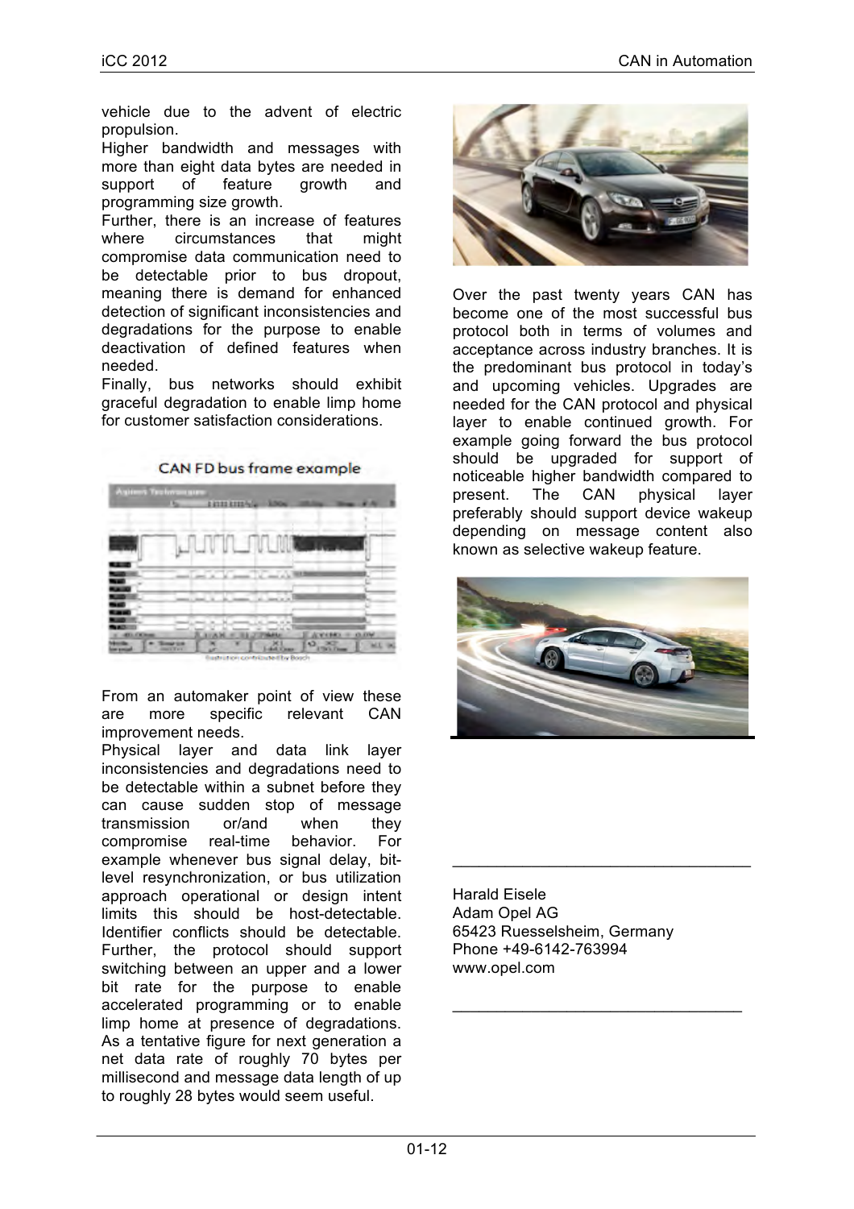vehicle due to the advent of electric propulsion.

Higher bandwidth and messages with more than eight data bytes are needed in support of feature growth and programming size growth.

Further, there is an increase of features where circumstances that might compromise data communication need to be detectable prior to bus dropout, meaning there is demand for enhanced detection of significant inconsistencies and degradations for the purpose to enable deactivation of defined features when needed.

Finally, bus networks should exhibit graceful degradation to enable limp home for customer satisfaction considerations.

CAN FD bus frame example

Illustration contributed by Bosch

From an automaker point of view these are more specific relevant CAN improvement needs.

Physical layer and data link layer inconsistencies and degradations need to be detectable within a subnet before they can cause sudden stop of message transmission or/and when they compromise real-time behavior. For example whenever bus signal delay, bit-level resynchronization, or bus utilization approach operational or design intent limits this should be host-detectable. Identifier conflicts should be detectable. Further, the protocol should support switching between an upper and a lower bit rate for the purpose to enable accelerated programming or to enable limp home at presence of degradations. As a tentative figure for next generation a net data rate of roughly 70 bytes per millisecond and message data length of up to roughly 28 bytes would seem useful.

Over the past twenty years CAN has become one of the most successful bus protocol both in terms of volumes and acceptance across industry branches. It is the predominant bus protocol in today's and upcoming vehicles. Upgrades are needed for the CAN protocol and physical layer to enable continued growth. For example going forward the bus protocol should be upgraded for support of noticeable higher bandwidth compared to present. The CAN physical layer preferably should support device wakeup depending on message content also known as selective wakeup feature.

---

Harald Eisele
Adam Opel AG
65423 Ruesselsheim, Germany
Phone +49-6142-763994
www.opel.com

---